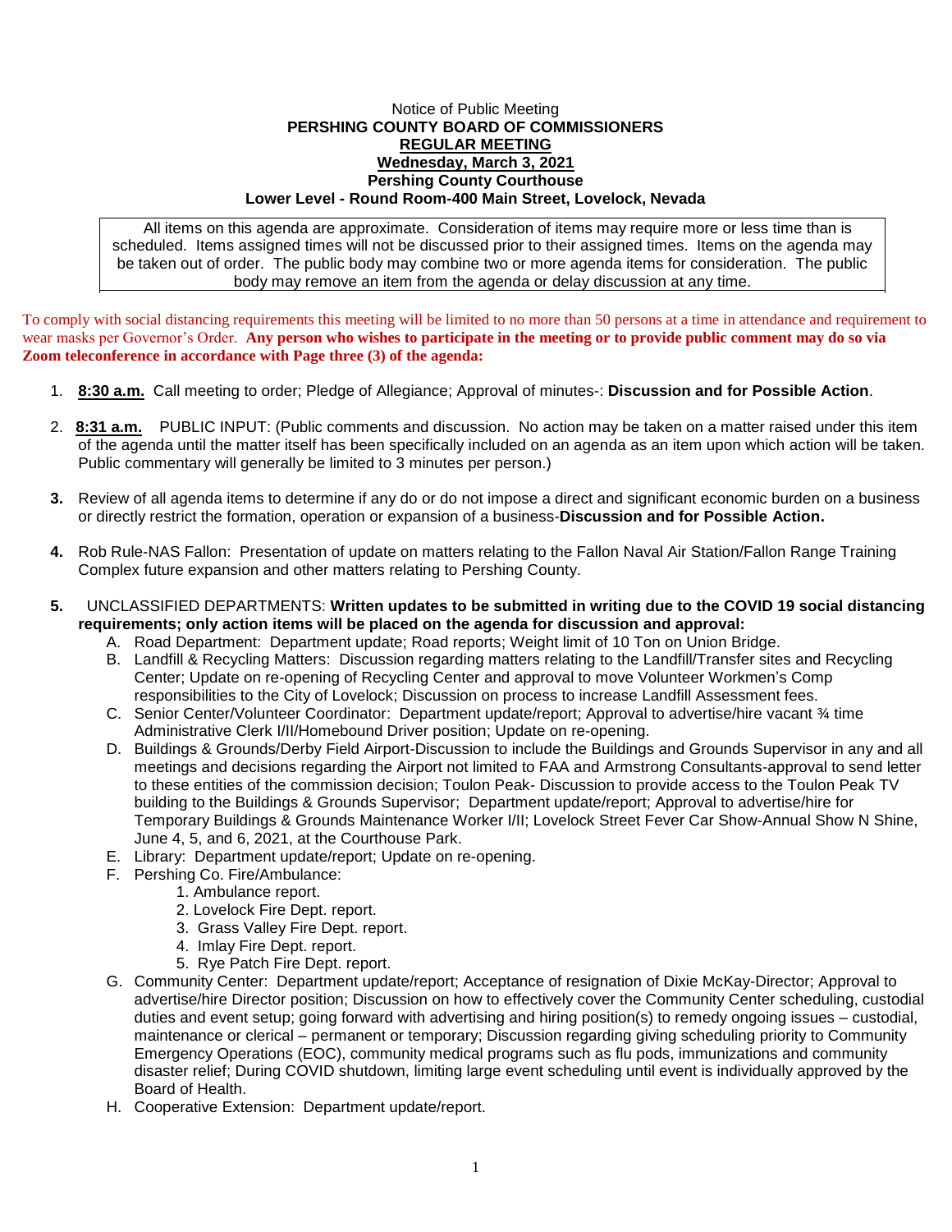Notice of Public Meeting

**PERSHING COUNTY BOARD OF COMMISSIONERS**

**REGULAR MEETING**

**Wednesday, March 3, 2021**

**Pershing County Courthouse**

**Lower Level - Round Room-400 Main Street, Lovelock, Nevada**

All items on this agenda are approximate. Consideration of items may require more or less time than is scheduled. Items assigned times will not be discussed prior to their assigned times. Items on the agenda may be taken out of order. The public body may combine two or more agenda items for consideration. The public body may remove an item from the agenda or delay discussion at any time.

To comply with social distancing requirements this meeting will be limited to no more than 50 persons at a time in attendance and requirement to wear masks per Governor's Order. **Any person who wishes to participate in the meeting or to provide public comment may do so via Zoom teleconference in accordance with Page three (3) of the agenda:**

1. **8:30 a.m.** Call meeting to order; Pledge of Allegiance; Approval of minutes-: **Discussion and for Possible Action**.

2. **8:31 a.m.** PUBLIC INPUT: (Public comments and discussion. No action may be taken on a matter raised under this item of the agenda until the matter itself has been specifically included on an agenda as an item upon which action will be taken. Public commentary will generally be limited to 3 minutes per person.)

3. Review of all agenda items to determine if any do or do not impose a direct and significant economic burden on a business or directly restrict the formation, operation or expansion of a business-**Discussion and for Possible Action.**

4. Rob Rule-NAS Fallon: Presentation of update on matters relating to the Fallon Naval Air Station/Fallon Range Training Complex future expansion and other matters relating to Pershing County.

5. UNCLASSIFIED DEPARTMENTS: **Written updates to be submitted in writing due to the COVID 19 social distancing requirements; only action items will be placed on the agenda for discussion and approval:**
   - A. Road Department: Department update; Road reports; Weight limit of 10 Ton on Union Bridge.
   - B. Landfill & Recycling Matters: Discussion regarding matters relating to the Landfill/Transfer sites and Recycling Center; Update on re-opening of Recycling Center and approval to move Volunteer Workmen's Comp responsibilities to the City of Lovelock; Discussion on process to increase Landfill Assessment fees.
   - C. Senior Center/Volunteer Coordinator: Department update/report; Approval to advertise/hire vacant ¾ time Administrative Clerk I/II/Homebound Driver position; Update on re-opening.
   - D. Buildings & Grounds/Derby Field Airport-Discussion to include the Buildings and Grounds Supervisor in any and all meetings and decisions regarding the Airport not limited to FAA and Armstrong Consultants-approval to send letter to these entities of the commission decision; Toulon Peak- Discussion to provide access to the Toulon Peak TV building to the Buildings & Grounds Supervisor; Department update/report; Approval to advertise/hire for Temporary Buildings & Grounds Maintenance Worker I/II; Lovelock Street Fever Car Show-Annual Show N Shine, June 4, 5, and 6, 2021, at the Courthouse Park.
   - E. Library: Department update/report; Update on re-opening.
   - F. Pershing Co. Fire/Ambulance:
     1. Ambulance report.
     2. Lovelock Fire Dept. report.
     3. Grass Valley Fire Dept. report.
     4. Imlay Fire Dept. report.
     5. Rye Patch Fire Dept. report.
   - G. Community Center: Department update/report; Acceptance of resignation of Dixie McKay-Director; Approval to advertise/hire Director position; Discussion on how to effectively cover the Community Center scheduling, custodial duties and event setup; going forward with advertising and hiring position(s) to remedy ongoing issues – custodial, maintenance or clerical – permanent or temporary; Discussion regarding giving scheduling priority to Community Emergency Operations (EOC), community medical programs such as flu pods, immunizations and community disaster relief; During COVID shutdown, limiting large event scheduling until event is individually approved by the Board of Health.
   - H. Cooperative Extension: Department update/report.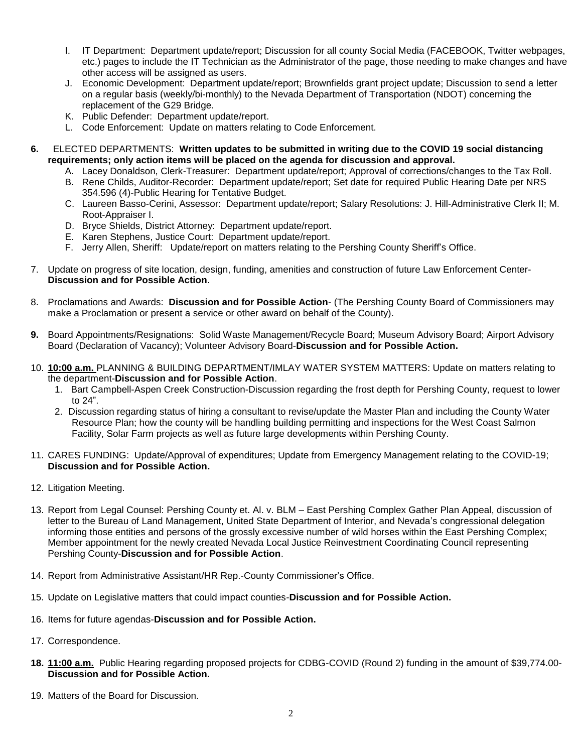I. IT Department: Department update/report; Discussion for all county Social Media (FACEBOOK, Twitter webpages, etc.) pages to include the IT Technician as the Administrator of the page, those needing to make changes and have other access will be assigned as users.
J. Economic Development: Department update/report; Brownfields grant project update; Discussion to send a letter on a regular basis (weekly/bi-monthly) to the Nevada Department of Transportation (NDOT) concerning the replacement of the G29 Bridge.
K. Public Defender: Department update/report.
L. Code Enforcement: Update on matters relating to Code Enforcement.

**6.** ELECTED DEPARTMENTS: **Written updates to be submitted in writing due to the COVID 19 social distancing requirements; only action items will be placed on the agenda for discussion and approval.**

A. Lacey Donaldson, Clerk-Treasurer: Department update/report; Approval of corrections/changes to the Tax Roll.
B. Rene Childs, Auditor-Recorder: Department update/report; Set date for required Public Hearing Date per NRS 354.596 (4)-Public Hearing for Tentative Budget.
C. Laureen Basso-Cerini, Assessor: Department update/report; Salary Resolutions: J. Hill-Administrative Clerk II; M. Root-Appraiser I.
D. Bryce Shields, District Attorney: Department update/report.
E. Karen Stephens, Justice Court: Department update/report.
F. Jerry Allen, Sheriff: Update/report on matters relating to the Pershing County Sheriff's Office.

7. Update on progress of site location, design, funding, amenities and construction of future Law Enforcement Center-**Discussion and for Possible Action**.

8. Proclamations and Awards: **Discussion and for Possible Action**- (The Pershing County Board of Commissioners may make a Proclamation or present a service or other award on behalf of the County).

**9.** Board Appointments/Resignations: Solid Waste Management/Recycle Board; Museum Advisory Board; Airport Advisory Board (Declaration of Vacancy); Volunteer Advisory Board-**Discussion and for Possible Action.**

10. **10:00 a.m.** PLANNING & BUILDING DEPARTMENT/IMLAY WATER SYSTEM MATTERS: Update on matters relating to the department-**Discussion and for Possible Action**.
    1. Bart Campbell-Aspen Creek Construction-Discussion regarding the frost depth for Pershing County, request to lower to 24".
    2. Discussion regarding status of hiring a consultant to revise/update the Master Plan and including the County Water Resource Plan; how the county will be handling building permitting and inspections for the West Coast Salmon Facility, Solar Farm projects as well as future large developments within Pershing County.

11. CARES FUNDING: Update/Approval of expenditures; Update from Emergency Management relating to the COVID-19; **Discussion and for Possible Action.**

12. Litigation Meeting.

13. Report from Legal Counsel: Pershing County et. Al. v. BLM – East Pershing Complex Gather Plan Appeal, discussion of letter to the Bureau of Land Management, United State Department of Interior, and Nevada's congressional delegation informing those entities and persons of the grossly excessive number of wild horses within the East Pershing Complex; Member appointment for the newly created Nevada Local Justice Reinvestment Coordinating Council representing Pershing County-**Discussion and for Possible Action**.

14. Report from Administrative Assistant/HR Rep.-County Commissioner's Office.

15. Update on Legislative matters that could impact counties-**Discussion and for Possible Action.**

16. Items for future agendas-**Discussion and for Possible Action.**

17. Correspondence.

**18.** **11:00 a.m.** Public Hearing regarding proposed projects for CDBG-COVID (Round 2) funding in the amount of $39,774.00-**Discussion and for Possible Action.**

19. Matters of the Board for Discussion.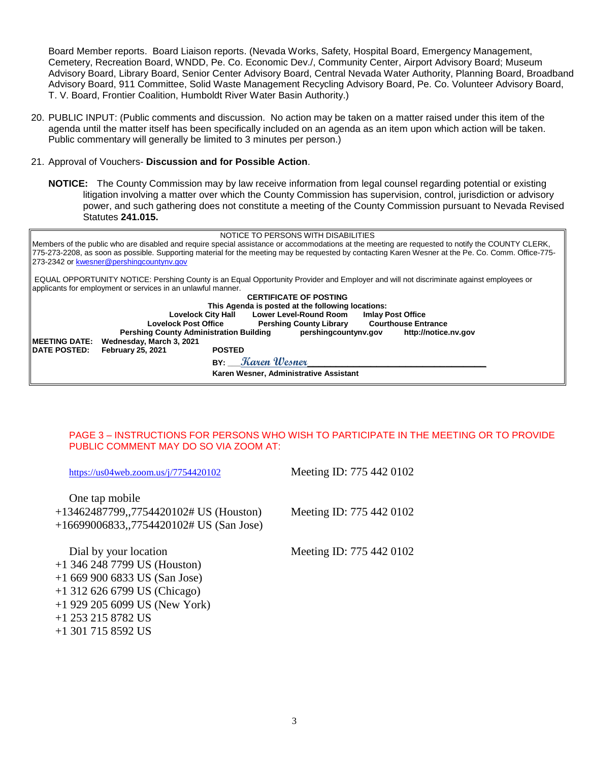Board Member reports. Board Liaison reports. (Nevada Works, Safety, Hospital Board, Emergency Management, Cemetery, Recreation Board, WNDD, Pe. Co. Economic Dev./, Community Center, Airport Advisory Board; Museum Advisory Board, Library Board, Senior Center Advisory Board, Central Nevada Water Authority, Planning Board, Broadband Advisory Board, 911 Committee, Solid Waste Management Recycling Advisory Board, Pe. Co. Volunteer Advisory Board, T. V. Board, Frontier Coalition, Humboldt River Water Basin Authority.)

20. PUBLIC INPUT: (Public comments and discussion. No action may be taken on a matter raised under this item of the agenda until the matter itself has been specifically included on an agenda as an item upon which action will be taken. Public commentary will generally be limited to 3 minutes per person.)

21. Approval of Vouchers- **Discussion and for Possible Action**.

**NOTICE:** The County Commission may by law receive information from legal counsel regarding potential or existing litigation involving a matter over which the County Commission has supervision, control, jurisdiction or advisory power, and such gathering does not constitute a meeting of the County Commission pursuant to Nevada Revised Statutes **241.015.**

NOTICE TO PERSONS WITH DISABILITIES

Members of the public who are disabled and require special assistance or accommodations at the meeting are requested to notify the COUNTY CLERK, 775-273-2208, as soon as possible. Supporting material for the meeting may be requested by contacting Karen Wesner at the Pe. Co. Comm. Office-775-273-2342 or kwesner@pershingcountynv.gov

EQUAL OPPORTUNITY NOTICE: Pershing County is an Equal Opportunity Provider and Employer and will not discriminate against employees or applicants for employment or services in an unlawful manner.

**CERTIFICATE OF POSTING**

**This Agenda is posted at the following locations:**

**Lovelock City Hall** **Lower Level-Round Room** **Imlay Post Office**
**Lovelock Post Office** **Pershing County Library** **Courthouse Entrance**
**Pershing County Administration Building** **pershingcountynv.gov** **http://notice.nv.gov**

**MEETING DATE:** **Wednesday, March 3, 2021**
**DATE POSTED:** **February 25, 2021** **POSTED**

**BY:** ___*Karen Wesner*___________________

**Karen Wesner, Administrative Assistant**

PAGE 3 – INSTRUCTIONS FOR PERSONS WHO WISH TO PARTICIPATE IN THE MEETING OR TO PROVIDE PUBLIC COMMENT MAY DO SO VIA ZOOM AT:

https://us04web.zoom.us/j/7754420102 Meeting ID: 775 442 0102

One tap mobile
+13462487799,,7754420102# US (Houston) Meeting ID: 775 442 0102
+16699006833,,7754420102# US (San Jose)

Dial by your location Meeting ID: 775 442 0102
+1 346 248 7799 US (Houston)
+1 669 900 6833 US (San Jose)
+1 312 626 6799 US (Chicago)
+1 929 205 6099 US (New York)
+1 253 215 8782 US
+1 301 715 8592 US